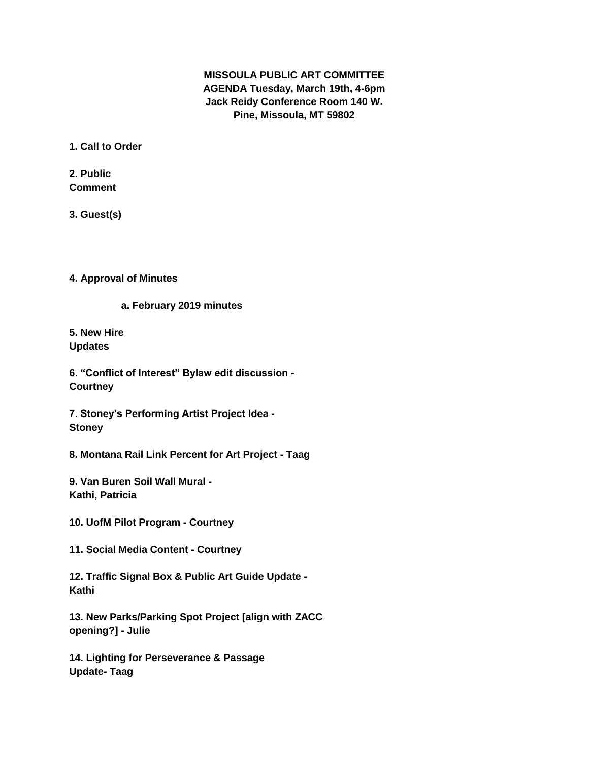**MISSOULA PUBLIC ART COMMITTEE**
**AGENDA Tuesday, March 19th, 4-6pm**
**Jack Reidy Conference Room 140 W. Pine, Missoula, MT 59802**

**1. Call to Order**

**2. Public Comment**

**3. Guest(s)**

**4. Approval of Minutes**

**a. February 2019 minutes**

**5. New Hire Updates**

**6. "Conflict of Interest" Bylaw edit discussion - Courtney**

**7. Stoney's Performing Artist Project Idea - Stoney**

**8. Montana Rail Link Percent for Art Project - Taag**

**9. Van Buren Soil Wall Mural - Kathi, Patricia**

**10. UofM Pilot Program - Courtney**

**11. Social Media Content - Courtney**

**12. Traffic Signal Box & Public Art Guide Update - Kathi**

**13. New Parks/Parking Spot Project [align with ZACC opening?] - Julie**

**14. Lighting for Perseverance & Passage Update- Taag**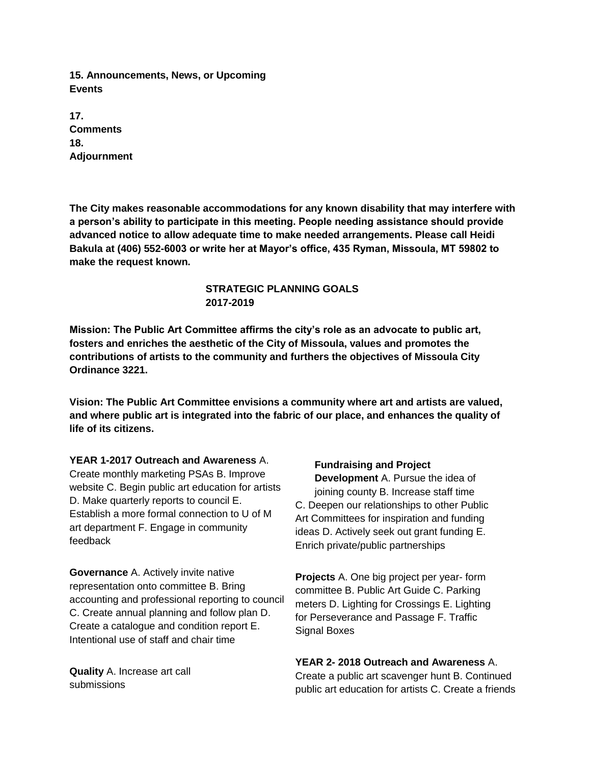**15. Announcements, News, or Upcoming Events**

**17. Comments**

**18. Adjournment**

**The City makes reasonable accommodations for any known disability that may interfere with a person's ability to participate in this meeting. People needing assistance should provide advanced notice to allow adequate time to make needed arrangements. Please call Heidi Bakula at (406) 552-6003 or write her at Mayor's office, 435 Ryman, Missoula, MT 59802 to make the request known.**

**STRATEGIC PLANNING GOALS 2017-2019**

**Mission: The Public Art Committee affirms the city's role as an advocate to public art, fosters and enriches the aesthetic of the City of Missoula, values and promotes the contributions of artists to the community and furthers the objectives of Missoula City Ordinance 3221.**

**Vision: The Public Art Committee envisions a community where art and artists are valued, and where public art is integrated into the fabric of our place, and enhances the quality of life of its citizens.**

**YEAR 1-2017 Outreach and Awareness** A. Create monthly marketing PSAs B. Improve website C. Begin public art education for artists D. Make quarterly reports to council E. Establish a more formal connection to U of M art department F. Engage in community feedback

**Governance** A. Actively invite native representation onto committee B. Bring accounting and professional reporting to council C. Create annual planning and follow plan D. Create a catalogue and condition report E. Intentional use of staff and chair time

**Quality** A. Increase art call submissions

**Fundraising and Project Development** A. Pursue the idea of joining county B. Increase staff time C. Deepen our relationships to other Public Art Committees for inspiration and funding ideas D. Actively seek out grant funding E. Enrich private/public partnerships

**Projects** A. One big project per year- form committee B. Public Art Guide C. Parking meters D. Lighting for Crossings E. Lighting for Perseverance and Passage F. Traffic Signal Boxes

**YEAR 2- 2018 Outreach and Awareness** A. Create a public art scavenger hunt B. Continued public art education for artists C. Create a friends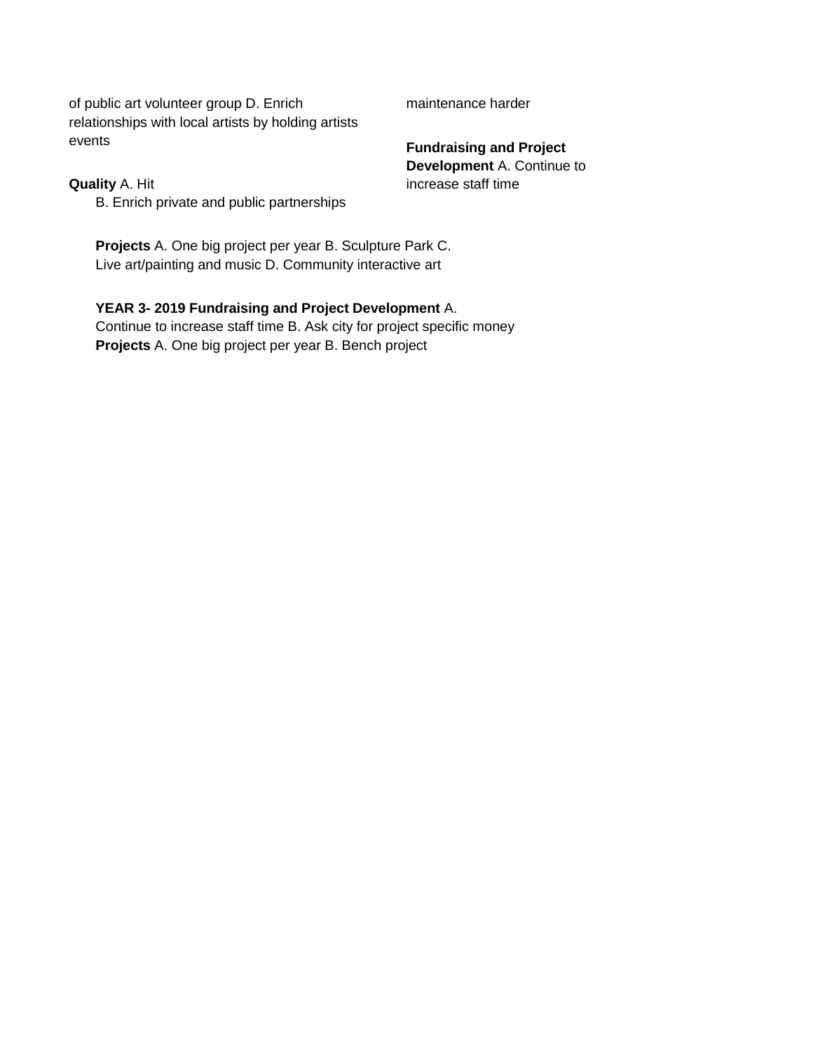of public art volunteer group D. Enrich relationships with local artists by holding artists events

**Quality** A. Hit
B. Enrich private and public partnerships

maintenance harder

**Fundraising and Project Development** A. Continue to increase staff time

**Projects** A. One big project per year B. Sculpture Park C. Live art/painting and music D. Community interactive art

**YEAR 3- 2019 Fundraising and Project Development** A. Continue to increase staff time B. Ask city for project specific money
**Projects** A. One big project per year B. Bench project